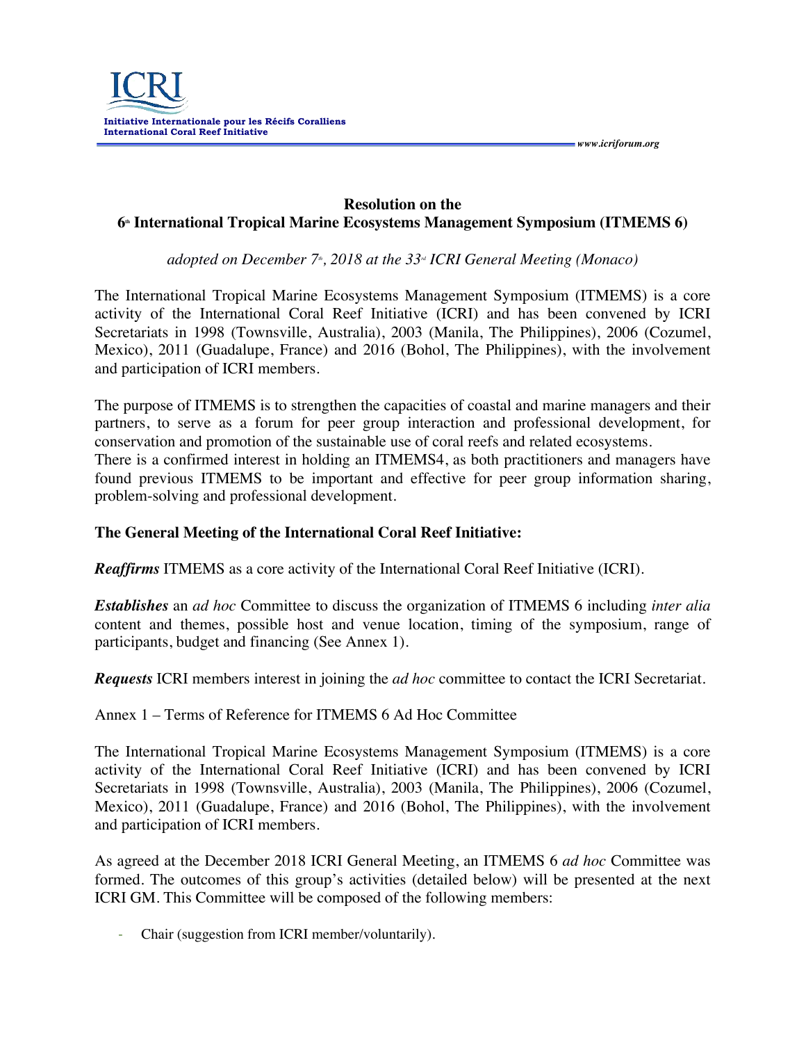ICRI

**Initiative Internationale pour les Récifs Coralliens**
**International Coral Reef Initiative**

*www.icriforum.org*

# Resolution on the 6th International Tropical Marine Ecosystems Management Symposium (ITMEMS 6)

*adopted on December 7th, 2018 at the 33rd ICRI General Meeting (Monaco)*

The International Tropical Marine Ecosystems Management Symposium (ITMEMS) is a core activity of the International Coral Reef Initiative (ICRI) and has been convened by ICRI Secretariats in 1998 (Townsville, Australia), 2003 (Manila, The Philippines), 2006 (Cozumel, Mexico), 2011 (Guadalupe, France) and 2016 (Bohol, The Philippines), with the involvement and participation of ICRI members.

The purpose of ITMEMS is to strengthen the capacities of coastal and marine managers and their partners, to serve as a forum for peer group interaction and professional development, for conservation and promotion of the sustainable use of coral reefs and related ecosystems.
There is a confirmed interest in holding an ITMEMS4, as both practitioners and managers have found previous ITMEMS to be important and effective for peer group information sharing, problem-solving and professional development.

**The General Meeting of the International Coral Reef Initiative:**

***Reaffirms*** ITMEMS as a core activity of the International Coral Reef Initiative (ICRI).

***Establishes*** an *ad hoc* Committee to discuss the organization of ITMEMS 6 including *inter alia* content and themes, possible host and venue location, timing of the symposium, range of participants, budget and financing (See Annex 1).

***Requests*** ICRI members interest in joining the *ad hoc* committee to contact the ICRI Secretariat.

Annex 1 – Terms of Reference for ITMEMS 6 Ad Hoc Committee

The International Tropical Marine Ecosystems Management Symposium (ITMEMS) is a core activity of the International Coral Reef Initiative (ICRI) and has been convened by ICRI Secretariats in 1998 (Townsville, Australia), 2003 (Manila, The Philippines), 2006 (Cozumel, Mexico), 2011 (Guadalupe, France) and 2016 (Bohol, The Philippines), with the involvement and participation of ICRI members.

As agreed at the December 2018 ICRI General Meeting, an ITMEMS 6 *ad hoc* Committee was formed. The outcomes of this group's activities (detailed below) will be presented at the next ICRI GM. This Committee will be composed of the following members:

- Chair (suggestion from ICRI member/voluntarily).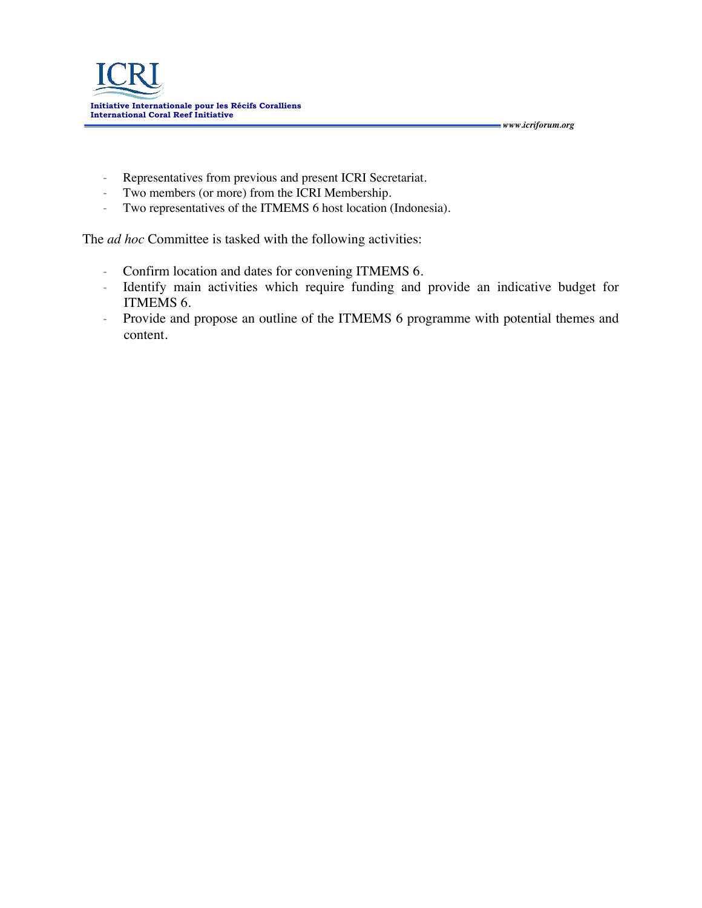- Representatives from previous and present ICRI Secretariat.
- Two members (or more) from the ICRI Membership.
- Two representatives of the ITMEMS 6 host location (Indonesia).

The *ad hoc* Committee is tasked with the following activities:

- Confirm location and dates for convening ITMEMS 6.
- Identify main activities which require funding and provide an indicative budget for ITMEMS 6.
- Provide and propose an outline of the ITMEMS 6 programme with potential themes and content.